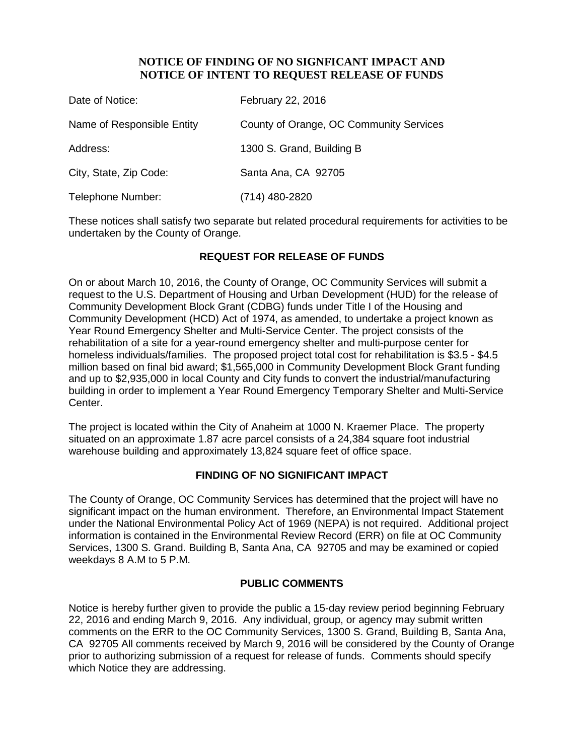# NOTICE OF FINDING OF NO SIGNFICANT IMPACT AND NOTICE OF INTENT TO REQUEST RELEASE OF FUNDS

| | |
|---|---|
| Date of Notice: | February 22, 2016 |
| Name of Responsible Entity | County of Orange, OC Community Services |
| Address: | 1300 S. Grand, Building B |
| City, State, Zip Code: | Santa Ana, CA 92705 |
| Telephone Number: | (714) 480-2820 |

These notices shall satisfy two separate but related procedural requirements for activities to be undertaken by the County of Orange.

## REQUEST FOR RELEASE OF FUNDS

On or about March 10, 2016, the County of Orange, OC Community Services will submit a request to the U.S. Department of Housing and Urban Development (HUD) for the release of Community Development Block Grant (CDBG) funds under Title I of the Housing and Community Development (HCD) Act of 1974, as amended, to undertake a project known as Year Round Emergency Shelter and Multi-Service Center. The project consists of the rehabilitation of a site for a year-round emergency shelter and multi-purpose center for homeless individuals/families. The proposed project total cost for rehabilitation is $3.5 - $4.5 million based on final bid award; $1,565,000 in Community Development Block Grant funding and up to $2,935,000 in local County and City funds to convert the industrial/manufacturing building in order to implement a Year Round Emergency Temporary Shelter and Multi-Service Center.

The project is located within the City of Anaheim at 1000 N. Kraemer Place. The property situated on an approximate 1.87 acre parcel consists of a 24,384 square foot industrial warehouse building and approximately 13,824 square feet of office space.

## FINDING OF NO SIGNIFICANT IMPACT

The County of Orange, OC Community Services has determined that the project will have no significant impact on the human environment. Therefore, an Environmental Impact Statement under the National Environmental Policy Act of 1969 (NEPA) is not required. Additional project information is contained in the Environmental Review Record (ERR) on file at OC Community Services, 1300 S. Grand. Building B, Santa Ana, CA 92705 and may be examined or copied weekdays 8 A.M to 5 P.M.

## PUBLIC COMMENTS

Notice is hereby further given to provide the public a 15-day review period beginning February 22, 2016 and ending March 9, 2016. Any individual, group, or agency may submit written comments on the ERR to the OC Community Services, 1300 S. Grand, Building B, Santa Ana, CA 92705 All comments received by March 9, 2016 will be considered by the County of Orange prior to authorizing submission of a request for release of funds. Comments should specify which Notice they are addressing.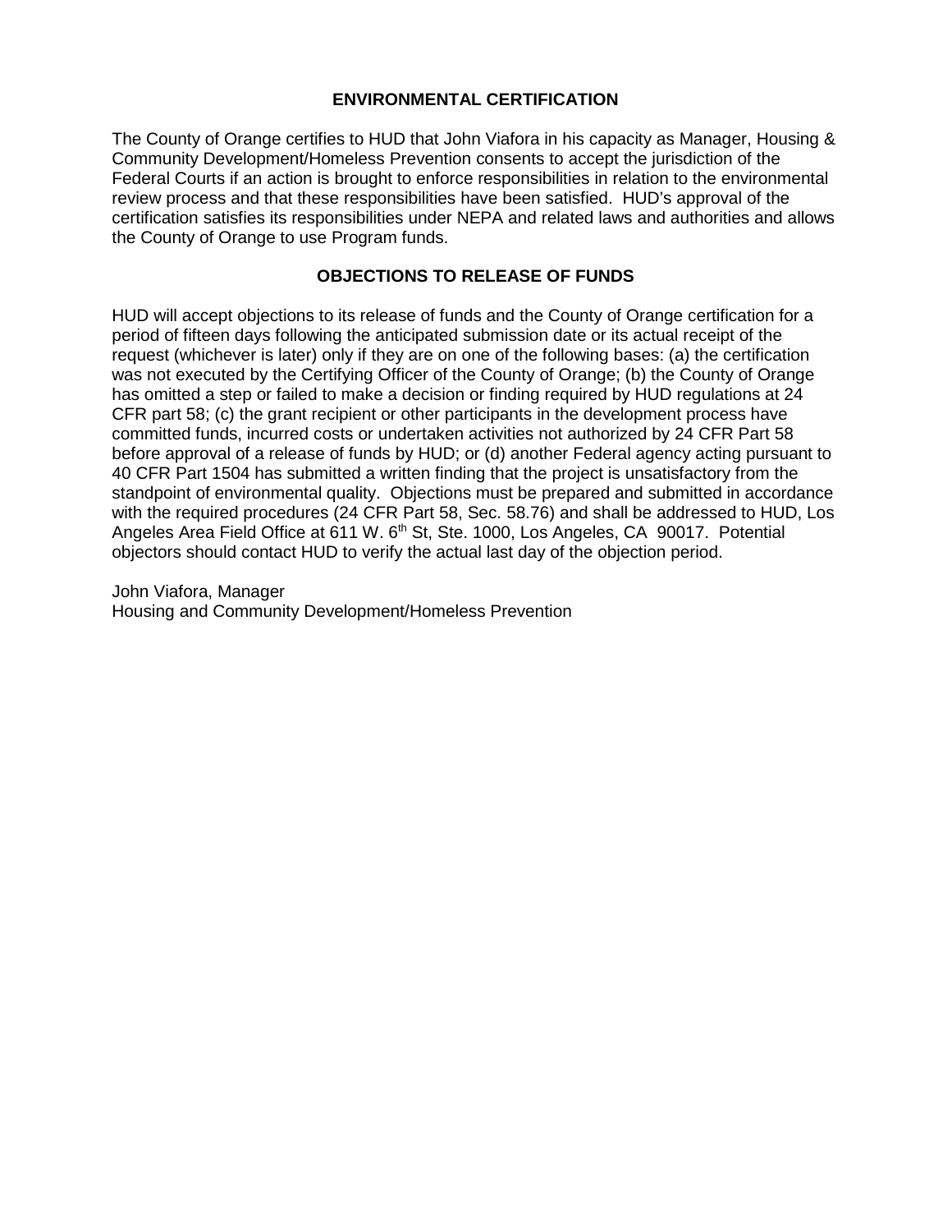## ENVIRONMENTAL CERTIFICATION

The County of Orange certifies to HUD that John Viafora in his capacity as Manager, Housing & Community Development/Homeless Prevention consents to accept the jurisdiction of the Federal Courts if an action is brought to enforce responsibilities in relation to the environmental review process and that these responsibilities have been satisfied. HUD's approval of the certification satisfies its responsibilities under NEPA and related laws and authorities and allows the County of Orange to use Program funds.

## OBJECTIONS TO RELEASE OF FUNDS

HUD will accept objections to its release of funds and the County of Orange certification for a period of fifteen days following the anticipated submission date or its actual receipt of the request (whichever is later) only if they are on one of the following bases: (a) the certification was not executed by the Certifying Officer of the County of Orange; (b) the County of Orange has omitted a step or failed to make a decision or finding required by HUD regulations at 24 CFR part 58; (c) the grant recipient or other participants in the development process have committed funds, incurred costs or undertaken activities not authorized by 24 CFR Part 58 before approval of a release of funds by HUD; or (d) another Federal agency acting pursuant to 40 CFR Part 1504 has submitted a written finding that the project is unsatisfactory from the standpoint of environmental quality. Objections must be prepared and submitted in accordance with the required procedures (24 CFR Part 58, Sec. 58.76) and shall be addressed to HUD, Los Angeles Area Field Office at 611 W. 6th St, Ste. 1000, Los Angeles, CA 90017. Potential objectors should contact HUD to verify the actual last day of the objection period.

John Viafora, Manager
Housing and Community Development/Homeless Prevention